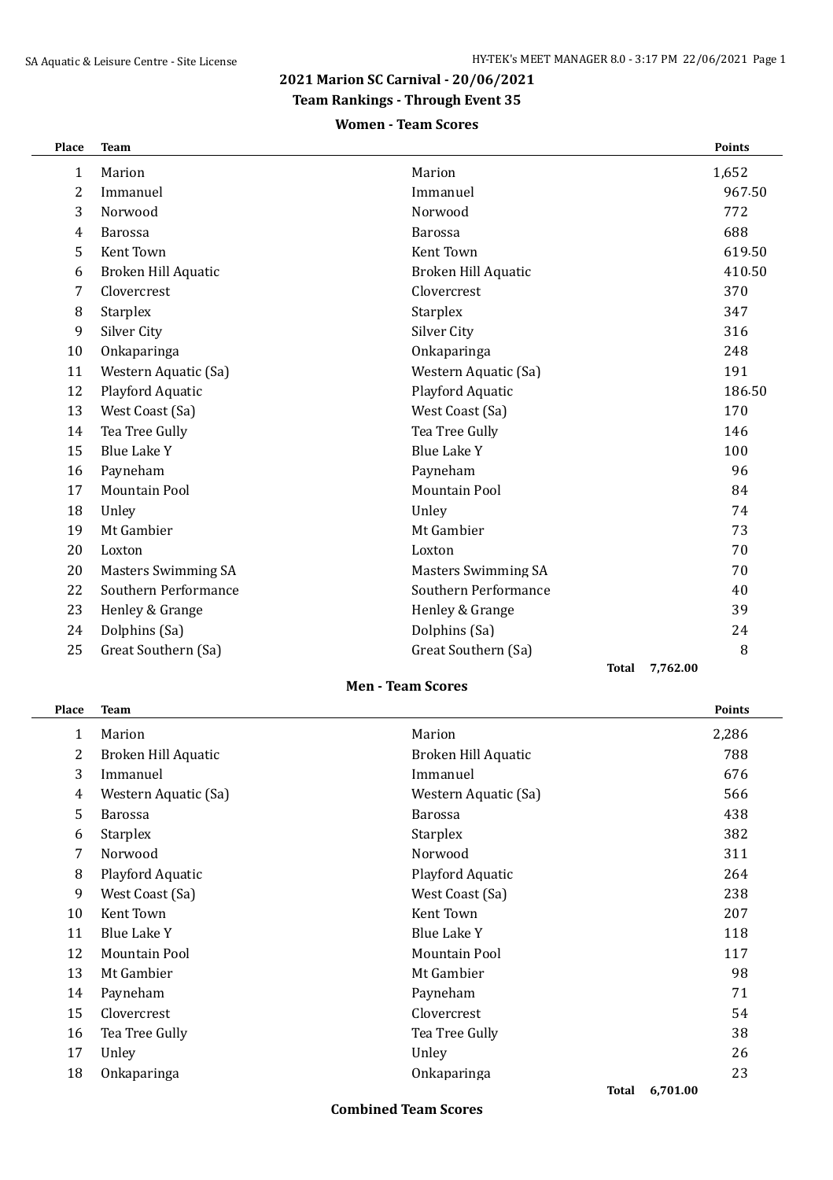## 2021 Marion SC Carnival - 20/06/2021

### Team Rankings - Through Event 35

#### Women - Team Scores

| Place | Team | | Points |
|---|---|---|---|
| 1 | Marion | Marion | 1,652 |
| 2 | Immanuel | Immanuel | 967.50 |
| 3 | Norwood | Norwood | 772 |
| 4 | Barossa | Barossa | 688 |
| 5 | Kent Town | Kent Town | 619.50 |
| 6 | Broken Hill Aquatic | Broken Hill Aquatic | 410.50 |
| 7 | Clovercrest | Clovercrest | 370 |
| 8 | Starplex | Starplex | 347 |
| 9 | Silver City | Silver City | 316 |
| 10 | Onkaparinga | Onkaparinga | 248 |
| 11 | Western Aquatic (Sa) | Western Aquatic (Sa) | 191 |
| 12 | Playford Aquatic | Playford Aquatic | 186.50 |
| 13 | West Coast (Sa) | West Coast (Sa) | 170 |
| 14 | Tea Tree Gully | Tea Tree Gully | 146 |
| 15 | Blue Lake Y | Blue Lake Y | 100 |
| 16 | Payneham | Payneham | 96 |
| 17 | Mountain Pool | Mountain Pool | 84 |
| 18 | Unley | Unley | 74 |
| 19 | Mt Gambier | Mt Gambier | 73 |
| 20 | Loxton | Loxton | 70 |
| 20 | Masters Swimming SA | Masters Swimming SA | 70 |
| 22 | Southern Performance | Southern Performance | 40 |
| 23 | Henley & Grange | Henley & Grange | 39 |
| 24 | Dolphins (Sa) | Dolphins (Sa) | 24 |
| 25 | Great Southern (Sa) | Great Southern (Sa) | 8 |
| | | **Total** | **7,762.00** |

#### Men - Team Scores

| Place | Team | | Points |
|---|---|---|---|
| 1 | Marion | Marion | 2,286 |
| 2 | Broken Hill Aquatic | Broken Hill Aquatic | 788 |
| 3 | Immanuel | Immanuel | 676 |
| 4 | Western Aquatic (Sa) | Western Aquatic (Sa) | 566 |
| 5 | Barossa | Barossa | 438 |
| 6 | Starplex | Starplex | 382 |
| 7 | Norwood | Norwood | 311 |
| 8 | Playford Aquatic | Playford Aquatic | 264 |
| 9 | West Coast (Sa) | West Coast (Sa) | 238 |
| 10 | Kent Town | Kent Town | 207 |
| 11 | Blue Lake Y | Blue Lake Y | 118 |
| 12 | Mountain Pool | Mountain Pool | 117 |
| 13 | Mt Gambier | Mt Gambier | 98 |
| 14 | Payneham | Payneham | 71 |
| 15 | Clovercrest | Clovercrest | 54 |
| 16 | Tea Tree Gully | Tea Tree Gully | 38 |
| 17 | Unley | Unley | 26 |
| 18 | Onkaparinga | Onkaparinga | 23 |
| | | **Total** | **6,701.00** |

#### Combined Team Scores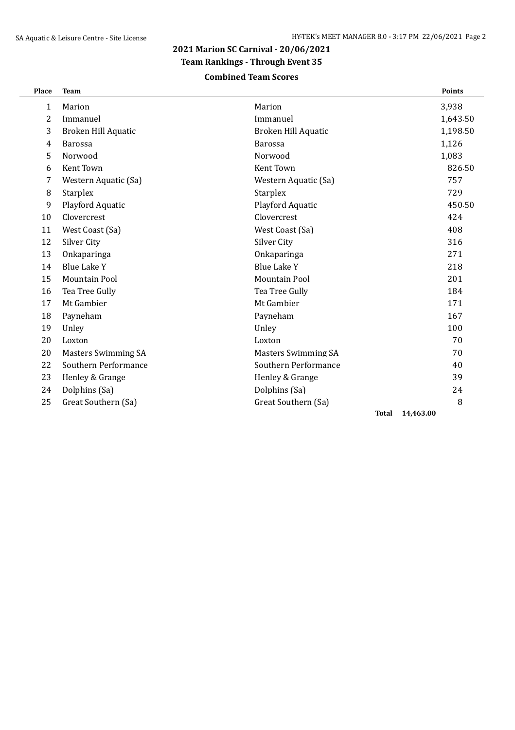## 2021 Marion SC Carnival - 20/06/2021

### Team Rankings - Through Event 35

### Combined Team Scores

| Place | Team | | Points |
|---|---|---|---|
| 1 | Marion | Marion | 3,938 |
| 2 | Immanuel | Immanuel | 1,643.50 |
| 3 | Broken Hill Aquatic | Broken Hill Aquatic | 1,198.50 |
| 4 | Barossa | Barossa | 1,126 |
| 5 | Norwood | Norwood | 1,083 |
| 6 | Kent Town | Kent Town | 826.50 |
| 7 | Western Aquatic (Sa) | Western Aquatic (Sa) | 757 |
| 8 | Starplex | Starplex | 729 |
| 9 | Playford Aquatic | Playford Aquatic | 450.50 |
| 10 | Clovercrest | Clovercrest | 424 |
| 11 | West Coast (Sa) | West Coast (Sa) | 408 |
| 12 | Silver City | Silver City | 316 |
| 13 | Onkaparinga | Onkaparinga | 271 |
| 14 | Blue Lake Y | Blue Lake Y | 218 |
| 15 | Mountain Pool | Mountain Pool | 201 |
| 16 | Tea Tree Gully | Tea Tree Gully | 184 |
| 17 | Mt Gambier | Mt Gambier | 171 |
| 18 | Payneham | Payneham | 167 |
| 19 | Unley | Unley | 100 |
| 20 | Loxton | Loxton | 70 |
| 20 | Masters Swimming SA | Masters Swimming SA | 70 |
| 22 | Southern Performance | Southern Performance | 40 |
| 23 | Henley & Grange | Henley & Grange | 39 |
| 24 | Dolphins (Sa) | Dolphins (Sa) | 24 |
| 25 | Great Southern (Sa) | Great Southern (Sa) | 8 |
| | | **Total** | **14,463.00** |